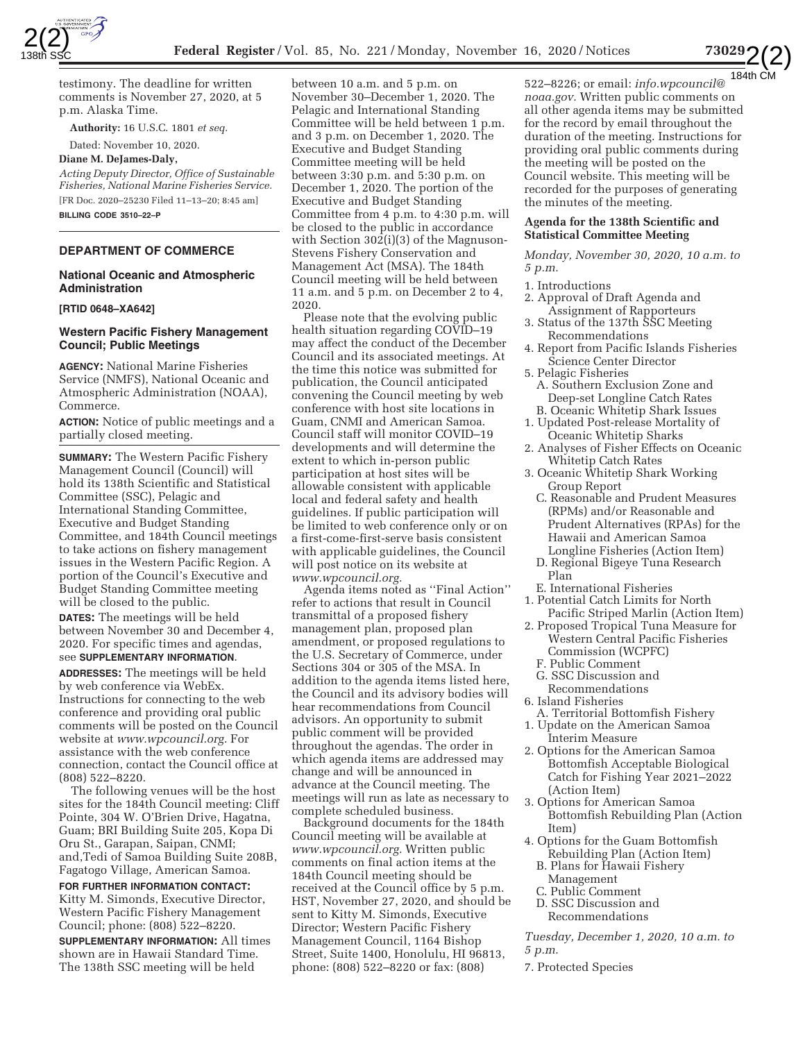testimony. The deadline for written comments is November 27, 2020, at 5 p.m. Alaska Time.

**Authority:** 16 U.S.C. 1801 *et seq.*

Dated: November 10, 2020.

**Diane M. DeJames-Daly,**

*Acting Deputy Director, Office of Sustainable Fisheries, National Marine Fisheries Service.*

[FR Doc. 2020–25230 Filed 11–13–20; 8:45 am]

**BILLING CODE 3510–22–P**

---

## DEPARTMENT OF COMMERCE

### National Oceanic and Atmospheric Administration

**[RTID 0648–XA642]**

### Western Pacific Fishery Management Council; Public Meetings

**AGENCY:** National Marine Fisheries Service (NMFS), National Oceanic and Atmospheric Administration (NOAA), Commerce.

**ACTION:** Notice of public meetings and a partially closed meeting.

**SUMMARY:** The Western Pacific Fishery Management Council (Council) will hold its 138th Scientific and Statistical Committee (SSC), Pelagic and International Standing Committee, Executive and Budget Standing Committee, and 184th Council meetings to take actions on fishery management issues in the Western Pacific Region. A portion of the Council's Executive and Budget Standing Committee meeting will be closed to the public.

**DATES:** The meetings will be held between November 30 and December 4, 2020. For specific times and agendas, see **SUPPLEMENTARY INFORMATION**.

**ADDRESSES:** The meetings will be held by web conference via WebEx. Instructions for connecting to the web conference and providing oral public comments will be posted on the Council website at *www.wpcouncil.org.* For assistance with the web conference connection, contact the Council office at (808) 522–8220.

The following venues will be the host sites for the 184th Council meeting: Cliff Pointe, 304 W. O'Brien Drive, Hagatna, Guam; BRI Building Suite 205, Kopa Di Oru St., Garapan, Saipan, CNMI; and,Tedi of Samoa Building Suite 208B, Fagatogo Village, American Samoa.

**FOR FURTHER INFORMATION CONTACT:** Kitty M. Simonds, Executive Director, Western Pacific Fishery Management Council; phone: (808) 522–8220.

**SUPPLEMENTARY INFORMATION:** All times shown are in Hawaii Standard Time. The 138th SSC meeting will be held between 10 a.m. and 5 p.m. on November 30–December 1, 2020. The Pelagic and International Standing Committee will be held between 1 p.m. and 3 p.m. on December 1, 2020. The Executive and Budget Standing Committee meeting will be held between 3:30 p.m. and 5:30 p.m. on December 1, 2020. The portion of the Executive and Budget Standing Committee from 4 p.m. to 4:30 p.m. will be closed to the public in accordance with Section 302(i)(3) of the Magnuson-Stevens Fishery Conservation and Management Act (MSA). The 184th Council meeting will be held between 11 a.m. and 5 p.m. on December 2 to 4, 2020.

Please note that the evolving public health situation regarding COVID–19 may affect the conduct of the December Council and its associated meetings. At the time this notice was submitted for publication, the Council anticipated convening the Council meeting by web conference with host site locations in Guam, CNMI and American Samoa. Council staff will monitor COVID–19 developments and will determine the extent to which in-person public participation at host sites will be allowable consistent with applicable local and federal safety and health guidelines. If public participation will be limited to web conference only or on a first-come-first-serve basis consistent with applicable guidelines, the Council will post notice on its website at *www.wpcouncil.org.*

Agenda items noted as ''Final Action'' refer to actions that result in Council transmittal of a proposed fishery management plan, proposed plan amendment, or proposed regulations to the U.S. Secretary of Commerce, under Sections 304 or 305 of the MSA. In addition to the agenda items listed here, the Council and its advisory bodies will hear recommendations from Council advisors. An opportunity to submit public comment will be provided throughout the agendas. The order in which agenda items are addressed may change and will be announced in advance at the Council meeting. The meetings will run as late as necessary to complete scheduled business.

Background documents for the 184th Council meeting will be available at *www.wpcouncil.org.* Written public comments on final action items at the 184th Council meeting should be received at the Council office by 5 p.m. HST, November 27, 2020, and should be sent to Kitty M. Simonds, Executive Director; Western Pacific Fishery Management Council, 1164 Bishop Street, Suite 1400, Honolulu, HI 96813, phone: (808) 522–8220 or fax: (808) 522–8226; or email: *info.wpcouncil@noaa.gov.* Written public comments on all other agenda items may be submitted for the record by email throughout the duration of the meeting. Instructions for providing oral public comments during the meeting will be posted on the Council website. This meeting will be recorded for the purposes of generating the minutes of the meeting.

#### Agenda for the 138th Scientific and Statistical Committee Meeting

*Monday, November 30, 2020, 10 a.m. to 5 p.m.*

1. Introductions
2. Approval of Draft Agenda and Assignment of Rapporteurs
3. Status of the 137th SSC Meeting Recommendations
4. Report from Pacific Islands Fisheries Science Center Director
5. Pelagic Fisheries
   A. Southern Exclusion Zone and Deep-set Longline Catch Rates
   B. Oceanic Whitetip Shark Issues
   1. Updated Post-release Mortality of Oceanic Whitetip Sharks
   2. Analyses of Fisher Effects on Oceanic Whitetip Catch Rates
   3. Oceanic Whitetip Shark Working Group Report
   C. Reasonable and Prudent Measures (RPMs) and/or Reasonable and Prudent Alternatives (RPAs) for the Hawaii and American Samoa Longline Fisheries (Action Item)
   D. Regional Bigeye Tuna Research Plan
   E. International Fisheries
   1. Potential Catch Limits for North Pacific Striped Marlin (Action Item)
   2. Proposed Tropical Tuna Measure for Western Central Pacific Fisheries Commission (WCPFC)
   F. Public Comment
   G. SSC Discussion and Recommendations
6. Island Fisheries
   A. Territorial Bottomfish Fishery
   1. Update on the American Samoa Interim Measure
   2. Options for the American Samoa Bottomfish Acceptable Biological Catch for Fishing Year 2021–2022 (Action Item)
   3. Options for American Samoa Bottomfish Rebuilding Plan (Action Item)
   4. Options for the Guam Bottomfish Rebuilding Plan (Action Item)
   B. Plans for Hawaii Fishery Management
   C. Public Comment
   D. SSC Discussion and Recommendations

*Tuesday, December 1, 2020, 10 a.m. to 5 p.m.*

7. Protected Species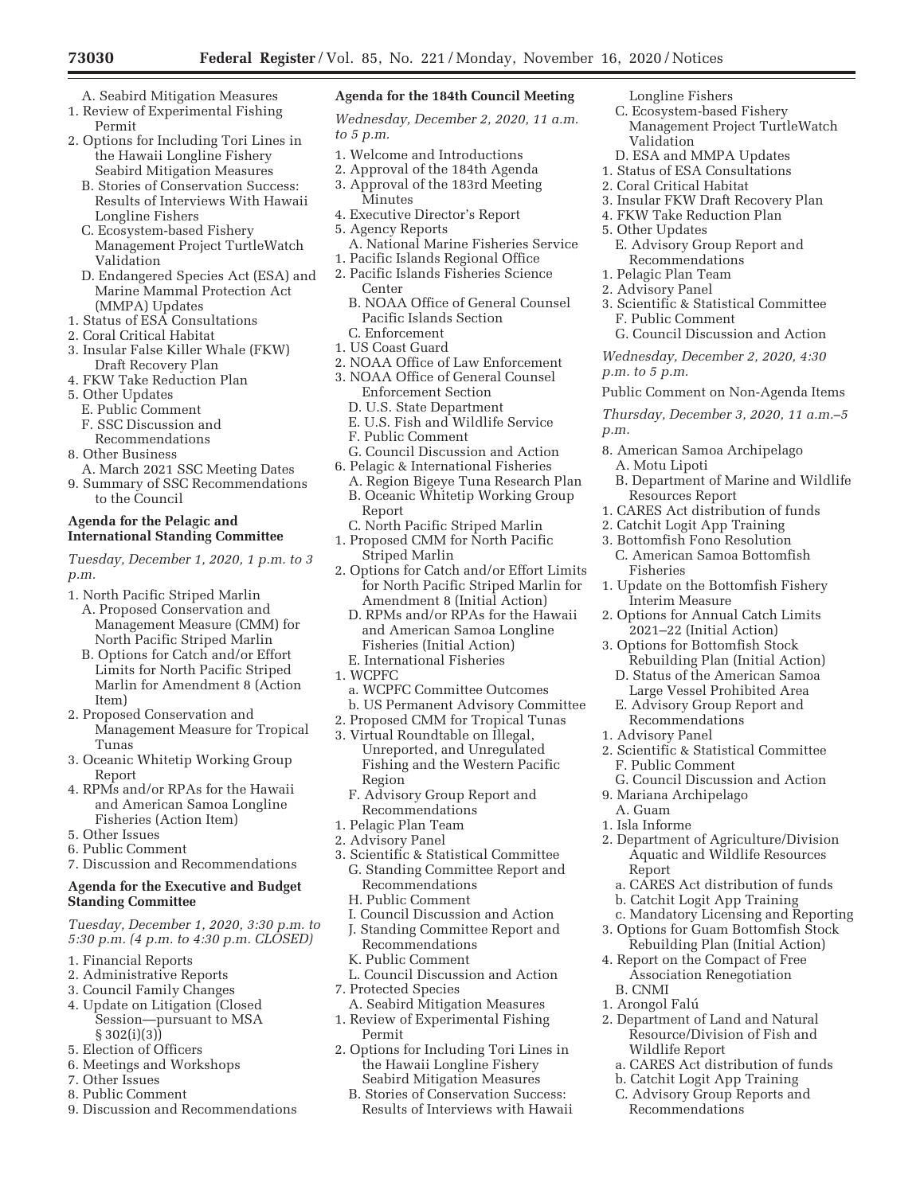A. Seabird Mitigation Measures
1. Review of Experimental Fishing Permit
2. Options for Including Tori Lines in the Hawaii Longline Fishery Seabird Mitigation Measures

B. Stories of Conservation Success: Results of Interviews With Hawaii Longline Fishers

C. Ecosystem-based Fishery Management Project TurtleWatch Validation

D. Endangered Species Act (ESA) and Marine Mammal Protection Act (MMPA) Updates
1. Status of ESA Consultations
2. Coral Critical Habitat
3. Insular False Killer Whale (FKW) Draft Recovery Plan
4. FKW Take Reduction Plan
5. Other Updates

E. Public Comment

F. SSC Discussion and Recommendations

8. Other Business

A. March 2021 SSC Meeting Dates

9. Summary of SSC Recommendations to the Council

**Agenda for the Pelagic and International Standing Committee**

*Tuesday, December 1, 2020, 1 p.m. to 3 p.m.*

1. North Pacific Striped Marlin
   A. Proposed Conservation and Management Measure (CMM) for North Pacific Striped Marlin
   B. Options for Catch and/or Effort Limits for North Pacific Striped Marlin for Amendment 8 (Action Item)
2. Proposed Conservation and Management Measure for Tropical Tunas
3. Oceanic Whitetip Working Group Report
4. RPMs and/or RPAs for the Hawaii and American Samoa Longline Fisheries (Action Item)
5. Other Issues
6. Public Comment
7. Discussion and Recommendations

**Agenda for the Executive and Budget Standing Committee**

*Tuesday, December 1, 2020, 3:30 p.m. to 5:30 p.m. (4 p.m. to 4:30 p.m. CLOSED)*

1. Financial Reports
2. Administrative Reports
3. Council Family Changes
4. Update on Litigation (Closed Session—pursuant to MSA § 302(i)(3))
5. Election of Officers
6. Meetings and Workshops
7. Other Issues
8. Public Comment
9. Discussion and Recommendations

**Agenda for the 184th Council Meeting**

*Wednesday, December 2, 2020, 11 a.m. to 5 p.m.*

1. Welcome and Introductions
2. Approval of the 184th Agenda
3. Approval of the 183rd Meeting Minutes
4. Executive Director's Report
5. Agency Reports

A. National Marine Fisheries Service
1. Pacific Islands Regional Office
2. Pacific Islands Fisheries Science Center

B. NOAA Office of General Counsel Pacific Islands Section

C. Enforcement
1. US Coast Guard
2. NOAA Office of Law Enforcement
3. NOAA Office of General Counsel Enforcement Section

D. U.S. State Department

E. U.S. Fish and Wildlife Service

F. Public Comment

G. Council Discussion and Action

6. Pelagic & International Fisheries

A. Region Bigeye Tuna Research Plan

B. Oceanic Whitetip Working Group Report

C. North Pacific Striped Marlin
1. Proposed CMM for North Pacific Striped Marlin
2. Options for Catch and/or Effort Limits for North Pacific Striped Marlin for Amendment 8 (Initial Action)

D. RPMs and/or RPAs for the Hawaii and American Samoa Longline Fisheries (Initial Action)

E. International Fisheries
1. WCPFC
   a. WCPFC Committee Outcomes
   b. US Permanent Advisory Committee
2. Proposed CMM for Tropical Tunas
3. Virtual Roundtable on Illegal, Unreported, and Unregulated Fishing and the Western Pacific Region

F. Advisory Group Report and Recommendations
1. Pelagic Plan Team
2. Advisory Panel
3. Scientific & Statistical Committee

G. Standing Committee Report and Recommendations

H. Public Comment

I. Council Discussion and Action

J. Standing Committee Report and Recommendations

K. Public Comment

L. Council Discussion and Action

7. Protected Species

A. Seabird Mitigation Measures
1. Review of Experimental Fishing Permit
2. Options for Including Tori Lines in the Hawaii Longline Fishery Seabird Mitigation Measures

B. Stories of Conservation Success: Results of Interviews with Hawaii Longline Fishers

C. Ecosystem-based Fishery Management Project TurtleWatch Validation

D. ESA and MMPA Updates
1. Status of ESA Consultations
2. Coral Critical Habitat
3. Insular FKW Draft Recovery Plan
4. FKW Take Reduction Plan
5. Other Updates

E. Advisory Group Report and Recommendations
1. Pelagic Plan Team
2. Advisory Panel
3. Scientific & Statistical Committee

F. Public Comment

G. Council Discussion and Action

*Wednesday, December 2, 2020, 4:30 p.m. to 5 p.m.*

Public Comment on Non-Agenda Items

*Thursday, December 3, 2020, 11 a.m.–5 p.m.*

8. American Samoa Archipelago

A. Motu Lipoti

B. Department of Marine and Wildlife Resources Report
1. CARES Act distribution of funds
2. Catchit Logit App Training
3. Bottomfish Fono Resolution

C. American Samoa Bottomfish Fisheries
1. Update on the Bottomfish Fishery Interim Measure
2. Options for Annual Catch Limits 2021–22 (Initial Action)
3. Options for Bottomfish Stock Rebuilding Plan (Initial Action)

D. Status of the American Samoa Large Vessel Prohibited Area

E. Advisory Group Report and Recommendations
1. Advisory Panel
2. Scientific & Statistical Committee

F. Public Comment

G. Council Discussion and Action

9. Mariana Archipelago

A. Guam
1. Isla Informe
2. Department of Agriculture/Division Aquatic and Wildlife Resources Report
   a. CARES Act distribution of funds
   b. Catchit Logit App Training
   c. Mandatory Licensing and Reporting
3. Options for Guam Bottomfish Stock Rebuilding Plan (Initial Action)
4. Report on the Compact of Free Association Renegotiation

B. CNMI
1. Arongol Falú
2. Department of Land and Natural Resource/Division of Fish and Wildlife Report
   a. CARES Act distribution of funds
   b. Catchit Logit App Training

C. Advisory Group Reports and Recommendations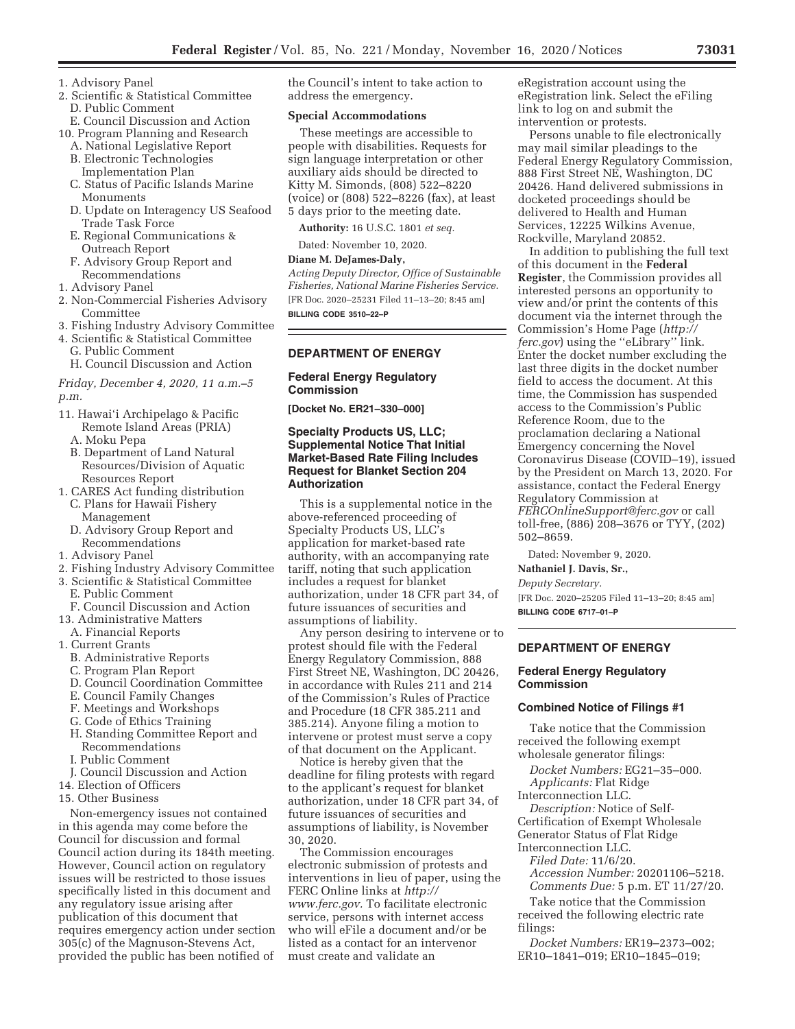1. Advisory Panel
2. Scientific & Statistical Committee
   D. Public Comment
   E. Council Discussion and Action
10. Program Planning and Research
   A. National Legislative Report
   B. Electronic Technologies Implementation Plan
   C. Status of Pacific Islands Marine Monuments
   D. Update on Interagency US Seafood Trade Task Force
   E. Regional Communications & Outreach Report
   F. Advisory Group Report and Recommendations
1. Advisory Panel
2. Non-Commercial Fisheries Advisory Committee
3. Fishing Industry Advisory Committee
4. Scientific & Statistical Committee
   G. Public Comment
   H. Council Discussion and Action

*Friday, December 4, 2020, 11 a.m.–5 p.m.*

11. Hawaiʻi Archipelago & Pacific Remote Island Areas (PRIA)
   A. Moku Pepa
   B. Department of Land Natural Resources/Division of Aquatic Resources Report
1. CARES Act funding distribution
   C. Plans for Hawaii Fishery Management
   D. Advisory Group Report and Recommendations
1. Advisory Panel
2. Fishing Industry Advisory Committee
3. Scientific & Statistical Committee
   E. Public Comment
   F. Council Discussion and Action
13. Administrative Matters
   A. Financial Reports
1. Current Grants
   B. Administrative Reports
   C. Program Plan Report
   D. Council Coordination Committee
   E. Council Family Changes
   F. Meetings and Workshops
   G. Code of Ethics Training
   H. Standing Committee Report and Recommendations
   I. Public Comment
   J. Council Discussion and Action
14. Election of Officers
15. Other Business

Non-emergency issues not contained in this agenda may come before the Council for discussion and formal Council action during its 184th meeting. However, Council action on regulatory issues will be restricted to those issues specifically listed in this document and any regulatory issue arising after publication of this document that requires emergency action under section 305(c) of the Magnuson-Stevens Act, provided the public has been notified of the Council's intent to take action to address the emergency.

**Special Accommodations**

These meetings are accessible to people with disabilities. Requests for sign language interpretation or other auxiliary aids should be directed to Kitty M. Simonds, (808) 522–8220 (voice) or (808) 522–8226 (fax), at least 5 days prior to the meeting date.

**Authority:** 16 U.S.C. 1801 *et seq.*

Dated: November 10, 2020.

**Diane M. DeJames-Daly,**

*Acting Deputy Director, Office of Sustainable Fisheries, National Marine Fisheries Service.*

[FR Doc. 2020–25231 Filed 11–13–20; 8:45 am]

**BILLING CODE 3510–22–P**

## DEPARTMENT OF ENERGY

### Federal Energy Regulatory Commission

**[Docket No. ER21–330–000]**

### Specialty Products US, LLC; Supplemental Notice That Initial Market-Based Rate Filing Includes Request for Blanket Section 204 Authorization

This is a supplemental notice in the above-referenced proceeding of Specialty Products US, LLC's application for market-based rate authority, with an accompanying rate tariff, noting that such application includes a request for blanket authorization, under 18 CFR part 34, of future issuances of securities and assumptions of liability.

Any person desiring to intervene or to protest should file with the Federal Energy Regulatory Commission, 888 First Street NE, Washington, DC 20426, in accordance with Rules 211 and 214 of the Commission's Rules of Practice and Procedure (18 CFR 385.211 and 385.214). Anyone filing a motion to intervene or protest must serve a copy of that document on the Applicant.

Notice is hereby given that the deadline for filing protests with regard to the applicant's request for blanket authorization, under 18 CFR part 34, of future issuances of securities and assumptions of liability, is November 30, 2020.

The Commission encourages electronic submission of protests and interventions in lieu of paper, using the FERC Online links at *http://www.ferc.gov.* To facilitate electronic service, persons with internet access who will eFile a document and/or be listed as a contact for an intervenor must create and validate an eRegistration account using the eRegistration link. Select the eFiling link to log on and submit the intervention or protests.

Persons unable to file electronically may mail similar pleadings to the Federal Energy Regulatory Commission, 888 First Street NE, Washington, DC 20426. Hand delivered submissions in docketed proceedings should be delivered to Health and Human Services, 12225 Wilkins Avenue, Rockville, Maryland 20852.

In addition to publishing the full text of this document in the **Federal Register**, the Commission provides all interested persons an opportunity to view and/or print the contents of this document via the internet through the Commission's Home Page (*http://ferc.gov*) using the "eLibrary" link. Enter the docket number excluding the last three digits in the docket number field to access the document. At this time, the Commission has suspended access to the Commission's Public Reference Room, due to the proclamation declaring a National Emergency concerning the Novel Coronavirus Disease (COVID–19), issued by the President on March 13, 2020. For assistance, contact the Federal Energy Regulatory Commission at *FERCOnlineSupport@ferc.gov* or call toll-free, (886) 208–3676 or TYY, (202) 502–8659.

Dated: November 9, 2020.

**Nathaniel J. Davis, Sr.,**

*Deputy Secretary.*

[FR Doc. 2020–25205 Filed 11–13–20; 8:45 am]

**BILLING CODE 6717–01–P**

## DEPARTMENT OF ENERGY

### Federal Energy Regulatory Commission

### Combined Notice of Filings #1

Take notice that the Commission received the following exempt wholesale generator filings:

*Docket Numbers:* EG21–35–000.
*Applicants:* Flat Ridge Interconnection LLC.
*Description:* Notice of Self-Certification of Exempt Wholesale Generator Status of Flat Ridge Interconnection LLC.
*Filed Date:* 11/6/20.
*Accession Number:* 20201106–5218.
*Comments Due:* 5 p.m. ET 11/27/20.

Take notice that the Commission received the following electric rate filings:

*Docket Numbers:* ER19–2373–002; ER10–1841–019; ER10–1845–019;